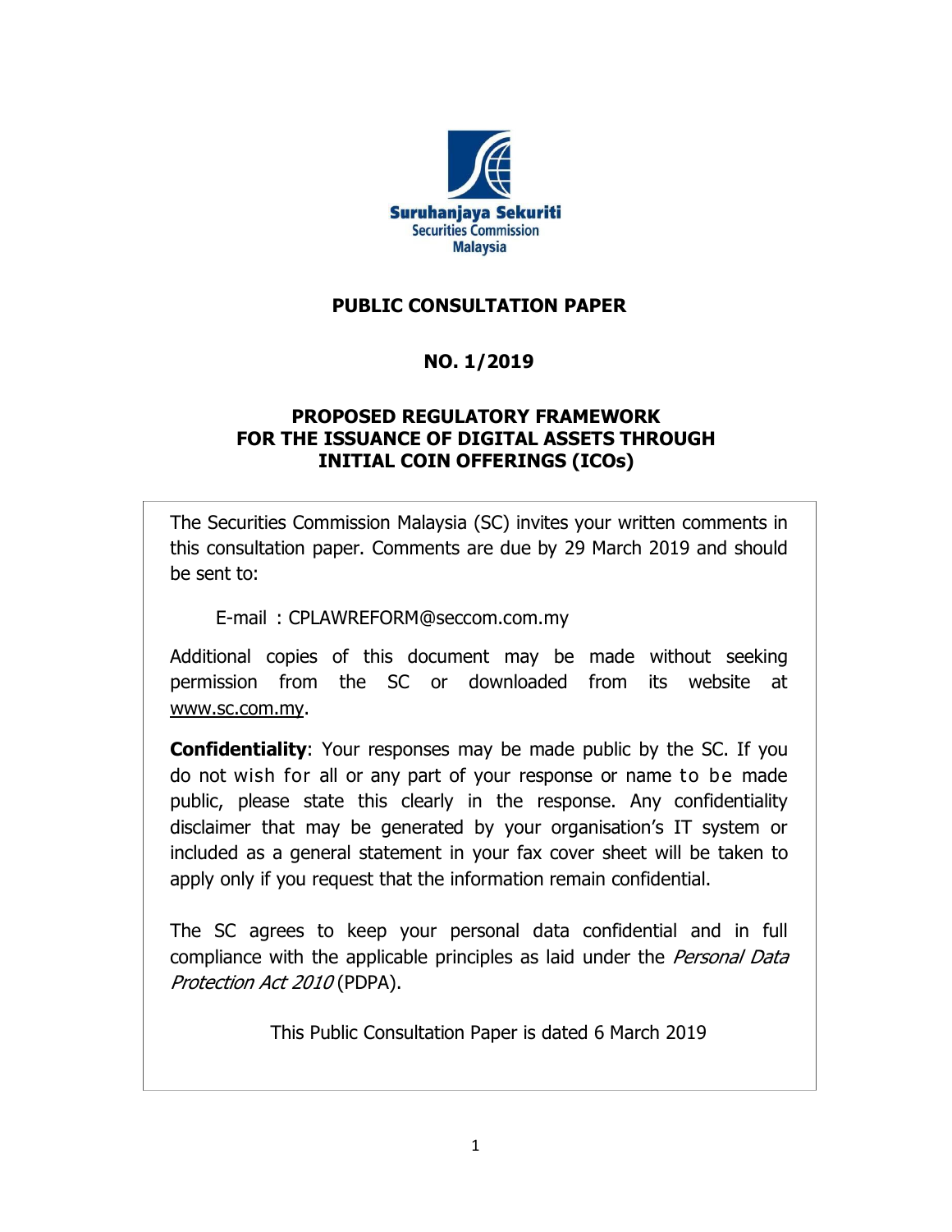Suruhanjaya Sekuriti
Securities Commission
Malaysia

# PUBLIC CONSULTATION PAPER

## NO. 1/2019

## PROPOSED REGULATORY FRAMEWORK FOR THE ISSUANCE OF DIGITAL ASSETS THROUGH INITIAL COIN OFFERINGS (ICOs)

The Securities Commission Malaysia (SC) invites your written comments in this consultation paper. Comments are due by 29 March 2019 and should be sent to:

E-mail : CPLAWREFORM@seccom.com.my

Additional copies of this document may be made without seeking permission from the SC or downloaded from its website at www.sc.com.my.

**Confidentiality**: Your responses may be made public by the SC. If you do not wish for all or any part of your response or name to be made public, please state this clearly in the response. Any confidentiality disclaimer that may be generated by your organisation's IT system or included as a general statement in your fax cover sheet will be taken to apply only if you request that the information remain confidential.

The SC agrees to keep your personal data confidential and in full compliance with the applicable principles as laid under the *Personal Data Protection Act 2010* (PDPA).

This Public Consultation Paper is dated 6 March 2019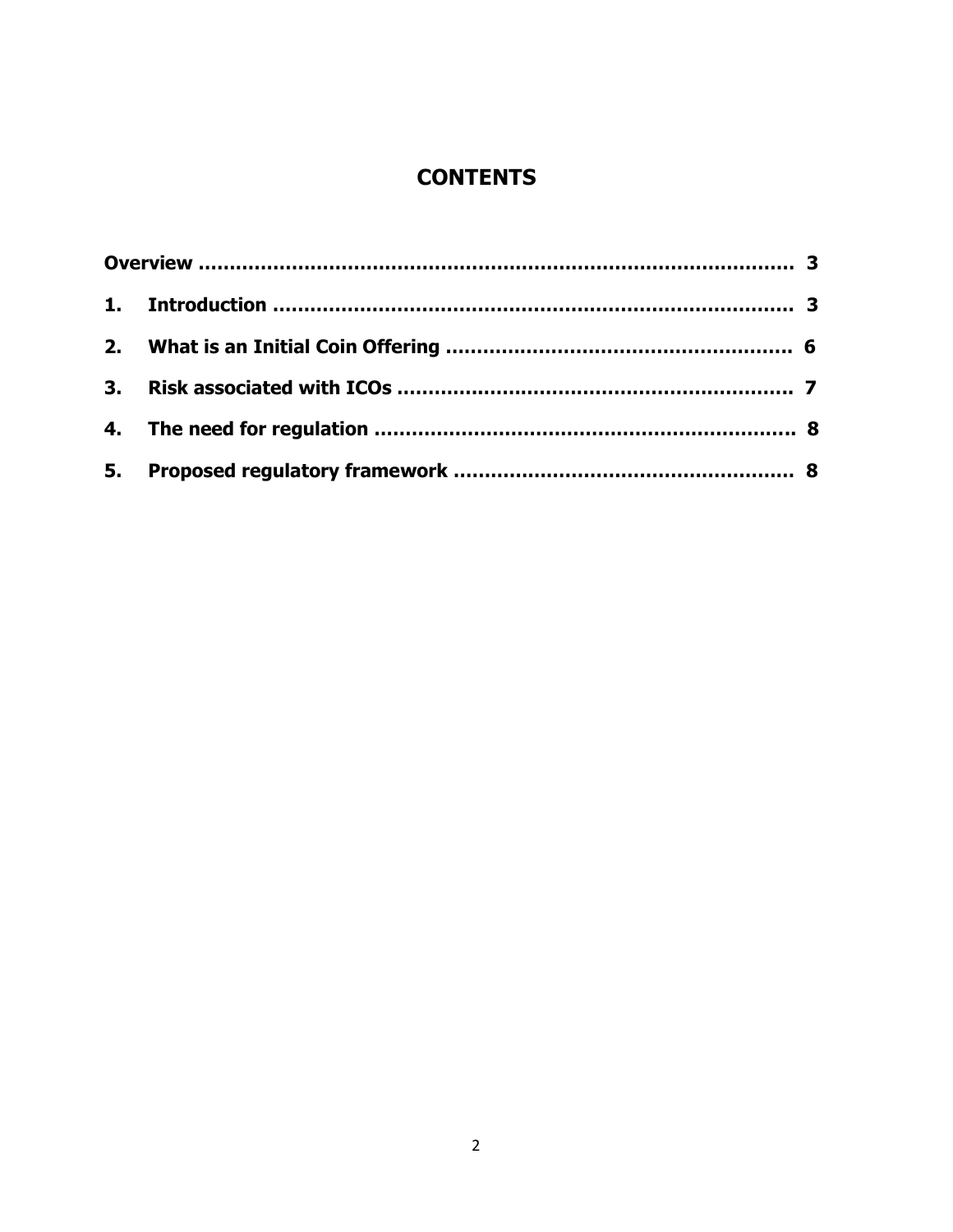# CONTENTS

| | | |
|---|---|---|
| **Overview** | | **3** |
| **1.** | **Introduction** | **3** |
| **2.** | **What is an Initial Coin Offering** | **6** |
| **3.** | **Risk associated with ICOs** | **7** |
| **4.** | **The need for regulation** | **8** |
| **5.** | **Proposed regulatory framework** | **8** |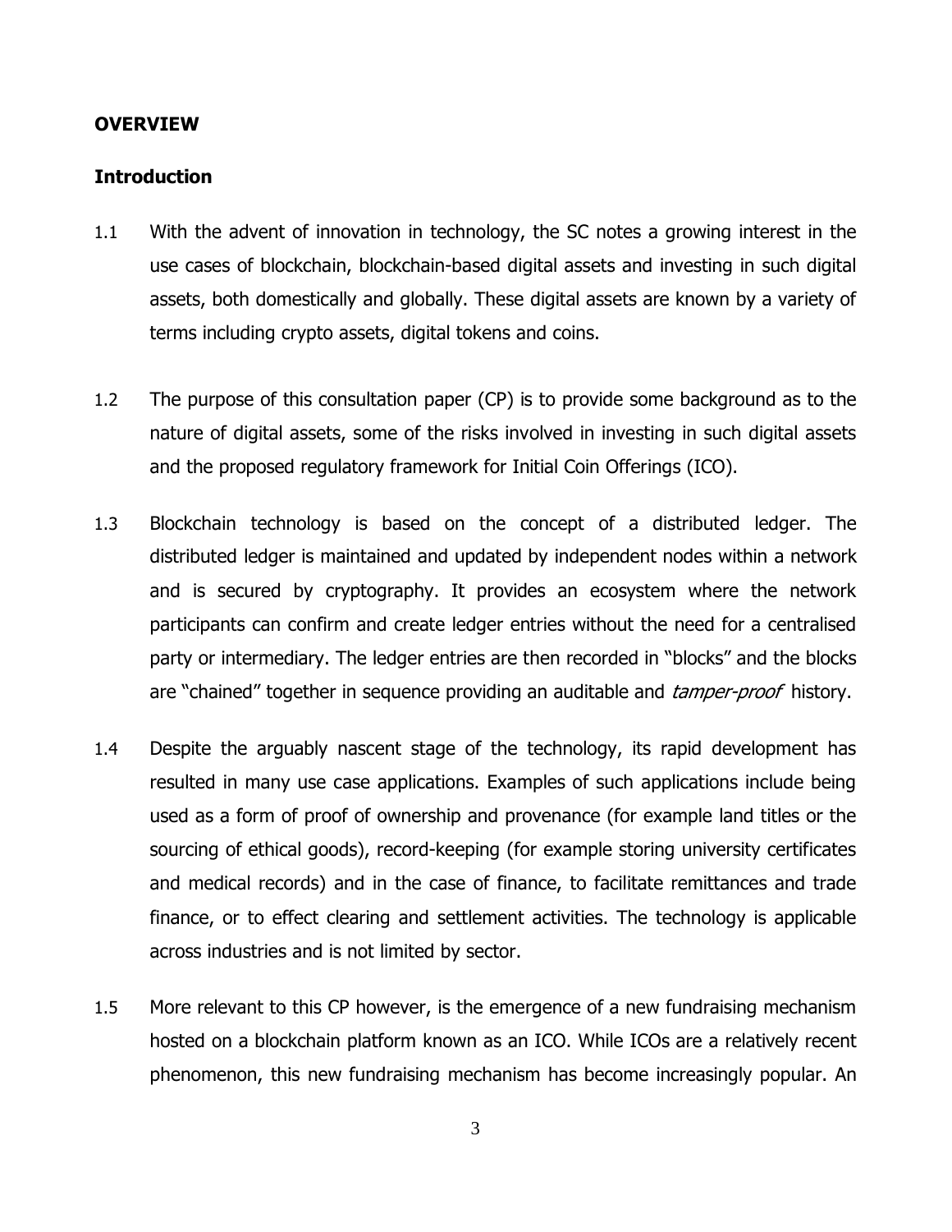## OVERVIEW

### Introduction

1.1 With the advent of innovation in technology, the SC notes a growing interest in the use cases of blockchain, blockchain-based digital assets and investing in such digital assets, both domestically and globally. These digital assets are known by a variety of terms including crypto assets, digital tokens and coins.

1.2 The purpose of this consultation paper (CP) is to provide some background as to the nature of digital assets, some of the risks involved in investing in such digital assets and the proposed regulatory framework for Initial Coin Offerings (ICO).

1.3 Blockchain technology is based on the concept of a distributed ledger. The distributed ledger is maintained and updated by independent nodes within a network and is secured by cryptography. It provides an ecosystem where the network participants can confirm and create ledger entries without the need for a centralised party or intermediary. The ledger entries are then recorded in "blocks" and the blocks are "chained" together in sequence providing an auditable and *tamper-proof* history.

1.4 Despite the arguably nascent stage of the technology, its rapid development has resulted in many use case applications. Examples of such applications include being used as a form of proof of ownership and provenance (for example land titles or the sourcing of ethical goods), record-keeping (for example storing university certificates and medical records) and in the case of finance, to facilitate remittances and trade finance, or to effect clearing and settlement activities. The technology is applicable across industries and is not limited by sector.

1.5 More relevant to this CP however, is the emergence of a new fundraising mechanism hosted on a blockchain platform known as an ICO. While ICOs are a relatively recent phenomenon, this new fundraising mechanism has become increasingly popular. An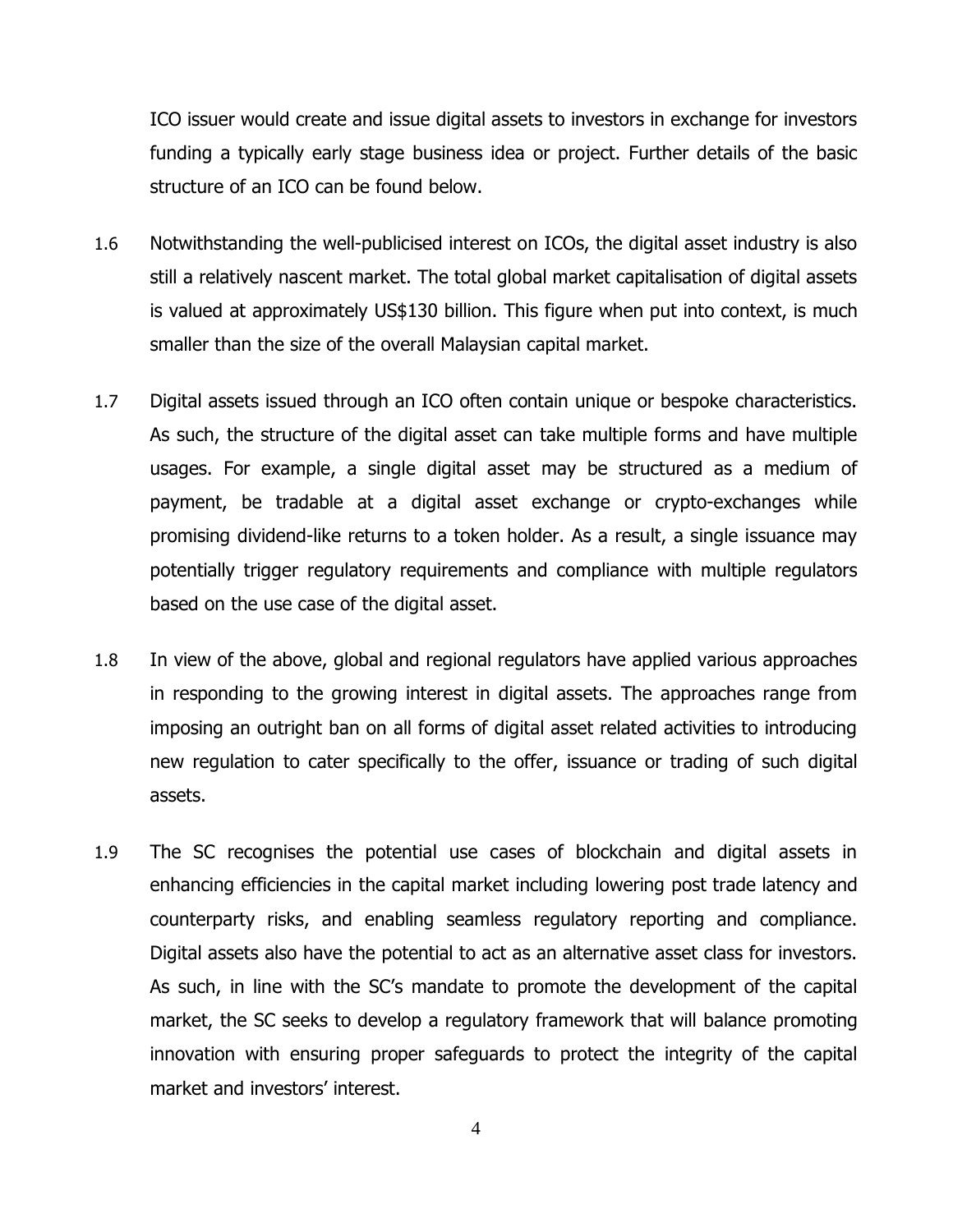ICO issuer would create and issue digital assets to investors in exchange for investors funding a typically early stage business idea or project. Further details of the basic structure of an ICO can be found below.

1.6 Notwithstanding the well-publicised interest on ICOs, the digital asset industry is also still a relatively nascent market. The total global market capitalisation of digital assets is valued at approximately US$130 billion. This figure when put into context, is much smaller than the size of the overall Malaysian capital market.

1.7 Digital assets issued through an ICO often contain unique or bespoke characteristics. As such, the structure of the digital asset can take multiple forms and have multiple usages. For example, a single digital asset may be structured as a medium of payment, be tradable at a digital asset exchange or crypto-exchanges while promising dividend-like returns to a token holder. As a result, a single issuance may potentially trigger regulatory requirements and compliance with multiple regulators based on the use case of the digital asset.

1.8 In view of the above, global and regional regulators have applied various approaches in responding to the growing interest in digital assets. The approaches range from imposing an outright ban on all forms of digital asset related activities to introducing new regulation to cater specifically to the offer, issuance or trading of such digital assets.

1.9 The SC recognises the potential use cases of blockchain and digital assets in enhancing efficiencies in the capital market including lowering post trade latency and counterparty risks, and enabling seamless regulatory reporting and compliance. Digital assets also have the potential to act as an alternative asset class for investors. As such, in line with the SC's mandate to promote the development of the capital market, the SC seeks to develop a regulatory framework that will balance promoting innovation with ensuring proper safeguards to protect the integrity of the capital market and investors' interest.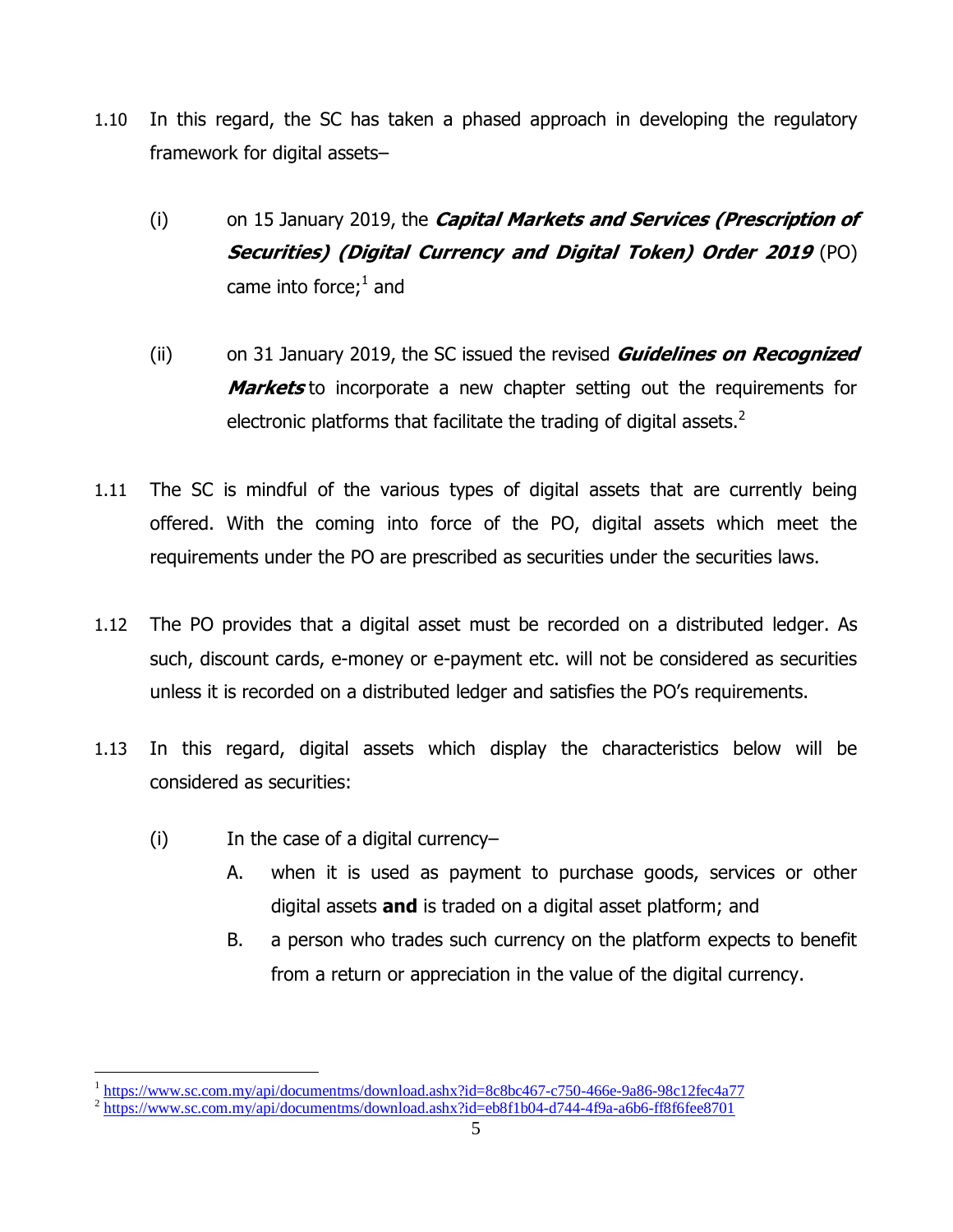1.10 In this regard, the SC has taken a phased approach in developing the regulatory framework for digital assets–

(i) on 15 January 2019, the ***Capital Markets and Services (Prescription of Securities) (Digital Currency and Digital Token) Order 2019*** (PO) came into force;[1] and

(ii) on 31 January 2019, the SC issued the revised ***Guidelines on Recognized Markets*** to incorporate a new chapter setting out the requirements for electronic platforms that facilitate the trading of digital assets.[2]

1.11 The SC is mindful of the various types of digital assets that are currently being offered. With the coming into force of the PO, digital assets which meet the requirements under the PO are prescribed as securities under the securities laws.

1.12 The PO provides that a digital asset must be recorded on a distributed ledger. As such, discount cards, e-money or e-payment etc. will not be considered as securities unless it is recorded on a distributed ledger and satisfies the PO's requirements.

1.13 In this regard, digital assets which display the characteristics below will be considered as securities:

(i) In the case of a digital currency–

A. when it is used as payment to purchase goods, services or other digital assets **and** is traded on a digital asset platform; and

B. a person who trades such currency on the platform expects to benefit from a return or appreciation in the value of the digital currency.

---

[1] https://www.sc.com.my/api/documentms/download.ashx?id=8c8bc467-c750-466e-9a86-98c12fec4a77

[2] https://www.sc.com.my/api/documentms/download.ashx?id=eb8f1b04-d744-4f9a-a6b6-ff8f6fee8701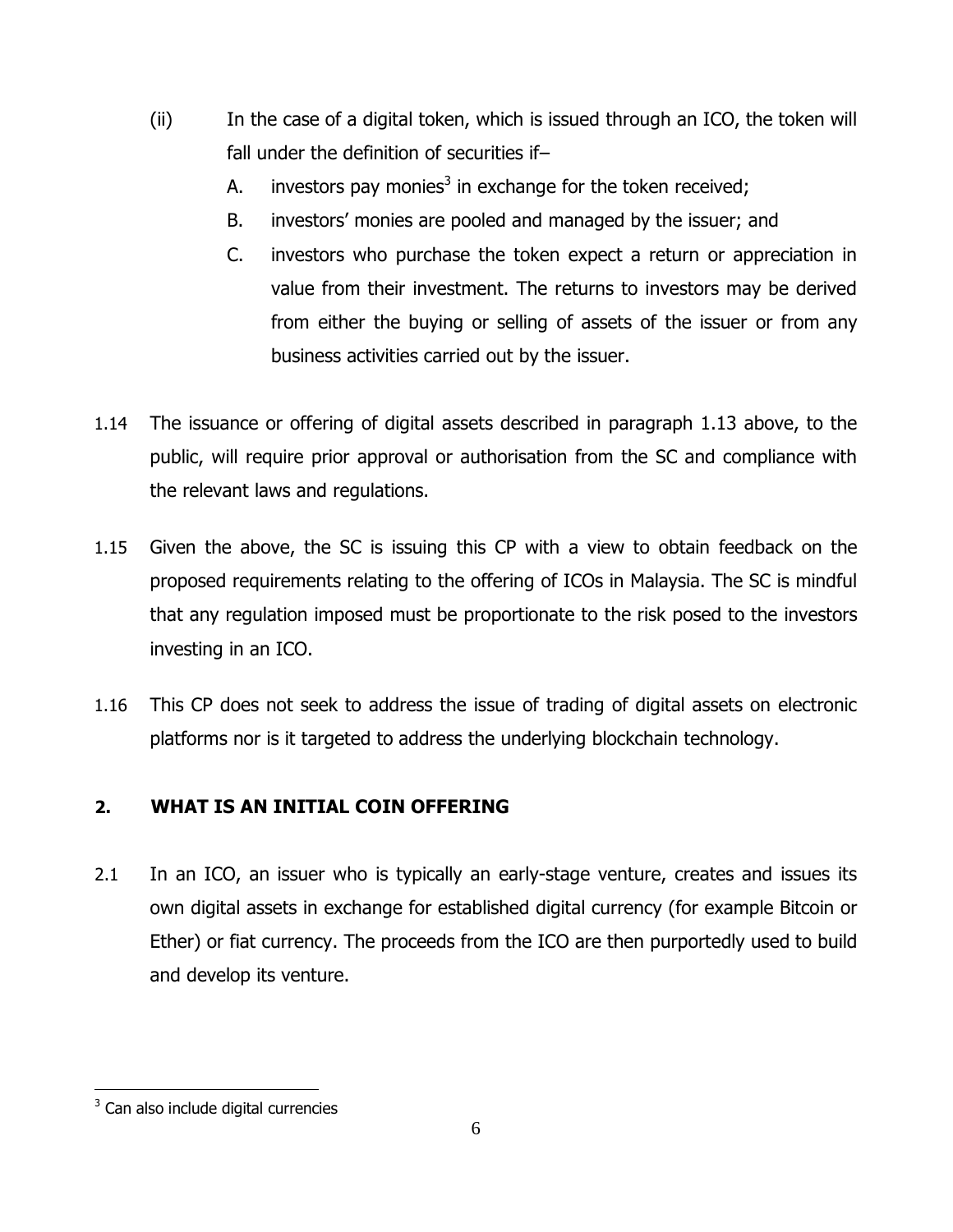(ii) In the case of a digital token, which is issued through an ICO, the token will fall under the definition of securities if–

   A. investors pay monies[3] in exchange for the token received;

   B. investors' monies are pooled and managed by the issuer; and

   C. investors who purchase the token expect a return or appreciation in value from their investment. The returns to investors may be derived from either the buying or selling of assets of the issuer or from any business activities carried out by the issuer.

1.14 The issuance or offering of digital assets described in paragraph 1.13 above, to the public, will require prior approval or authorisation from the SC and compliance with the relevant laws and regulations.

1.15 Given the above, the SC is issuing this CP with a view to obtain feedback on the proposed requirements relating to the offering of ICOs in Malaysia. The SC is mindful that any regulation imposed must be proportionate to the risk posed to the investors investing in an ICO.

1.16 This CP does not seek to address the issue of trading of digital assets on electronic platforms nor is it targeted to address the underlying blockchain technology.

## 2. WHAT IS AN INITIAL COIN OFFERING

2.1 In an ICO, an issuer who is typically an early-stage venture, creates and issues its own digital assets in exchange for established digital currency (for example Bitcoin or Ether) or fiat currency. The proceeds from the ICO are then purportedly used to build and develop its venture.

---

[3] Can also include digital currencies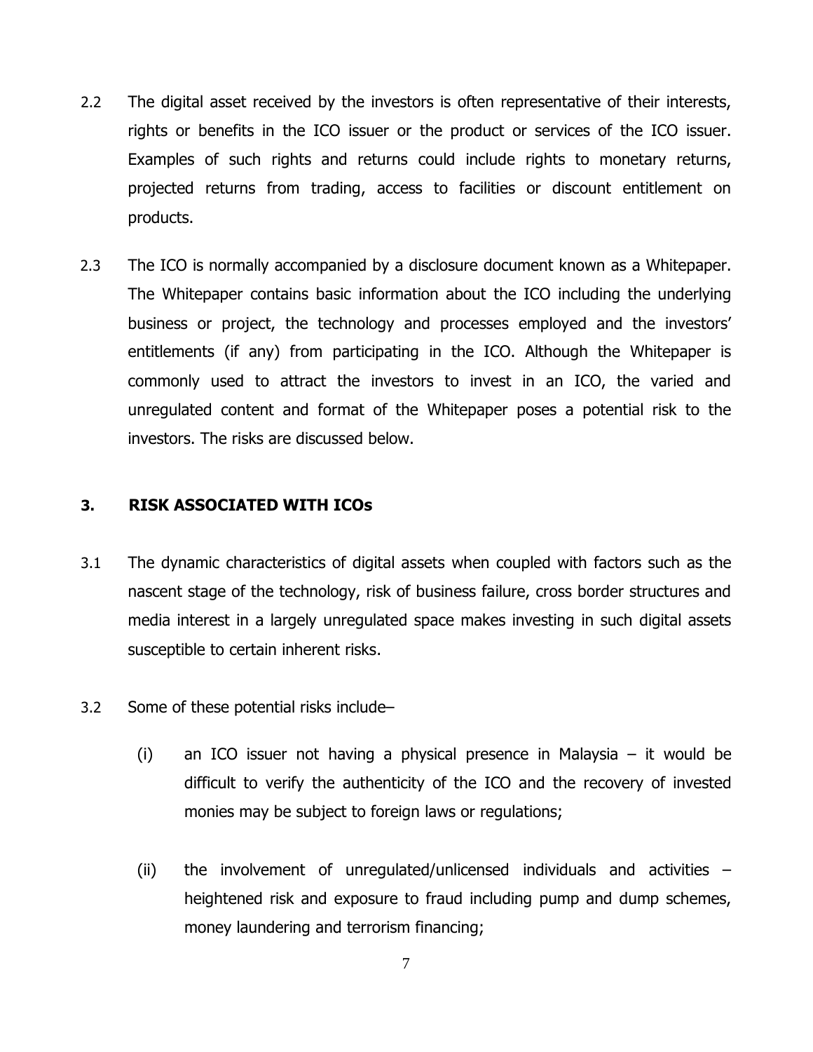2.2 The digital asset received by the investors is often representative of their interests, rights or benefits in the ICO issuer or the product or services of the ICO issuer. Examples of such rights and returns could include rights to monetary returns, projected returns from trading, access to facilities or discount entitlement on products.

2.3 The ICO is normally accompanied by a disclosure document known as a Whitepaper. The Whitepaper contains basic information about the ICO including the underlying business or project, the technology and processes employed and the investors' entitlements (if any) from participating in the ICO. Although the Whitepaper is commonly used to attract the investors to invest in an ICO, the varied and unregulated content and format of the Whitepaper poses a potential risk to the investors. The risks are discussed below.

## 3. RISK ASSOCIATED WITH ICOs

3.1 The dynamic characteristics of digital assets when coupled with factors such as the nascent stage of the technology, risk of business failure, cross border structures and media interest in a largely unregulated space makes investing in such digital assets susceptible to certain inherent risks.

3.2 Some of these potential risks include–

(i) an ICO issuer not having a physical presence in Malaysia – it would be difficult to verify the authenticity of the ICO and the recovery of invested monies may be subject to foreign laws or regulations;

(ii) the involvement of unregulated/unlicensed individuals and activities – heightened risk and exposure to fraud including pump and dump schemes, money laundering and terrorism financing;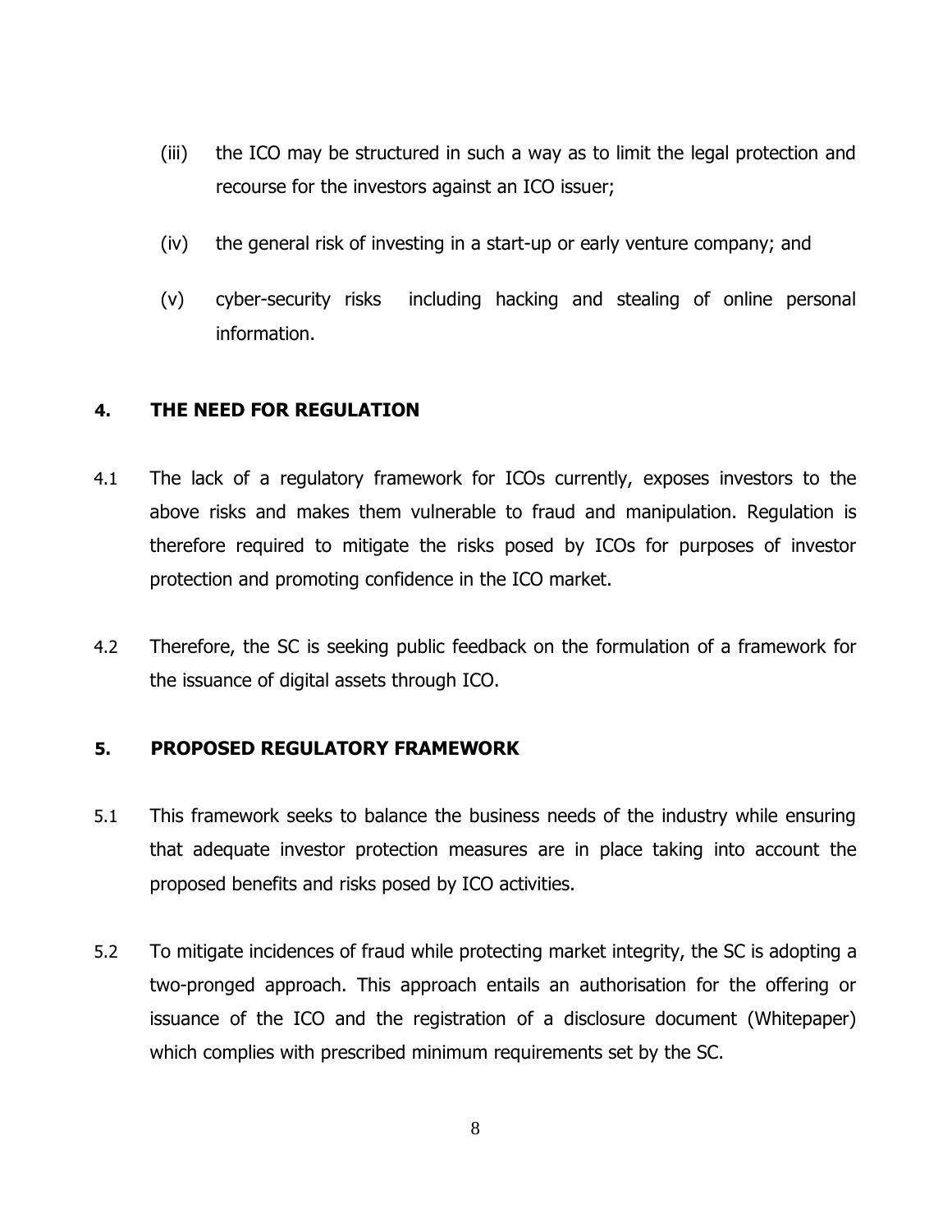(iii) the ICO may be structured in such a way as to limit the legal protection and recourse for the investors against an ICO issuer;

(iv) the general risk of investing in a start-up or early venture company; and

(v) cyber-security risks including hacking and stealing of online personal information.

## 4. THE NEED FOR REGULATION

4.1 The lack of a regulatory framework for ICOs currently, exposes investors to the above risks and makes them vulnerable to fraud and manipulation. Regulation is therefore required to mitigate the risks posed by ICOs for purposes of investor protection and promoting confidence in the ICO market.

4.2 Therefore, the SC is seeking public feedback on the formulation of a framework for the issuance of digital assets through ICO.

## 5. PROPOSED REGULATORY FRAMEWORK

5.1 This framework seeks to balance the business needs of the industry while ensuring that adequate investor protection measures are in place taking into account the proposed benefits and risks posed by ICO activities.

5.2 To mitigate incidences of fraud while protecting market integrity, the SC is adopting a two-pronged approach. This approach entails an authorisation for the offering or issuance of the ICO and the registration of a disclosure document (Whitepaper) which complies with prescribed minimum requirements set by the SC.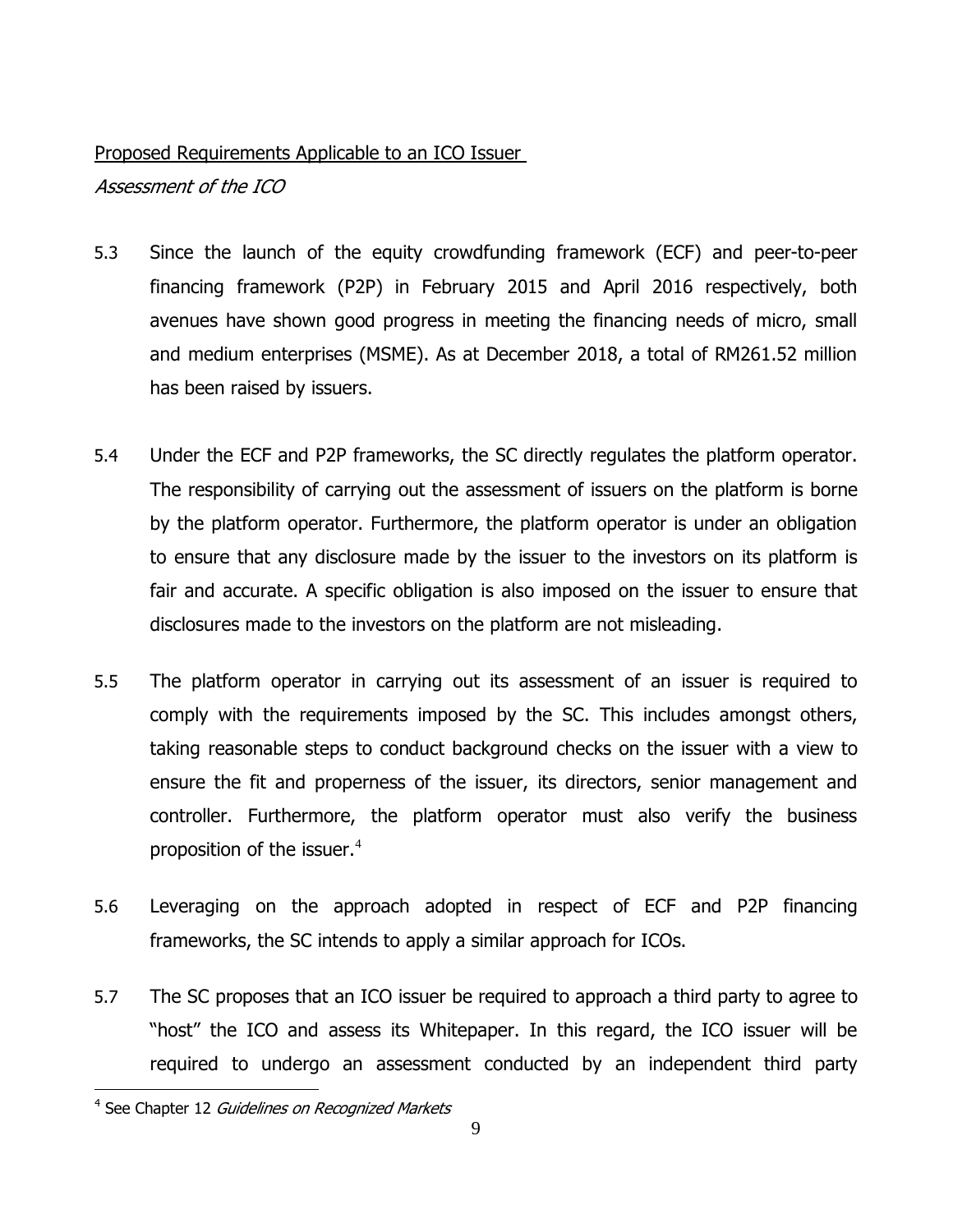Proposed Requirements Applicable to an ICO Issuer

*Assessment of the ICO*

5.3 Since the launch of the equity crowdfunding framework (ECF) and peer-to-peer financing framework (P2P) in February 2015 and April 2016 respectively, both avenues have shown good progress in meeting the financing needs of micro, small and medium enterprises (MSME). As at December 2018, a total of RM261.52 million has been raised by issuers.

5.4 Under the ECF and P2P frameworks, the SC directly regulates the platform operator. The responsibility of carrying out the assessment of issuers on the platform is borne by the platform operator. Furthermore, the platform operator is under an obligation to ensure that any disclosure made by the issuer to the investors on its platform is fair and accurate. A specific obligation is also imposed on the issuer to ensure that disclosures made to the investors on the platform are not misleading.

5.5 The platform operator in carrying out its assessment of an issuer is required to comply with the requirements imposed by the SC. This includes amongst others, taking reasonable steps to conduct background checks on the issuer with a view to ensure the fit and properness of the issuer, its directors, senior management and controller. Furthermore, the platform operator must also verify the business proposition of the issuer.[4]

5.6 Leveraging on the approach adopted in respect of ECF and P2P financing frameworks, the SC intends to apply a similar approach for ICOs.

5.7 The SC proposes that an ICO issuer be required to approach a third party to agree to "host" the ICO and assess its Whitepaper. In this regard, the ICO issuer will be required to undergo an assessment conducted by an independent third party

[4] See Chapter 12 *Guidelines on Recognized Markets*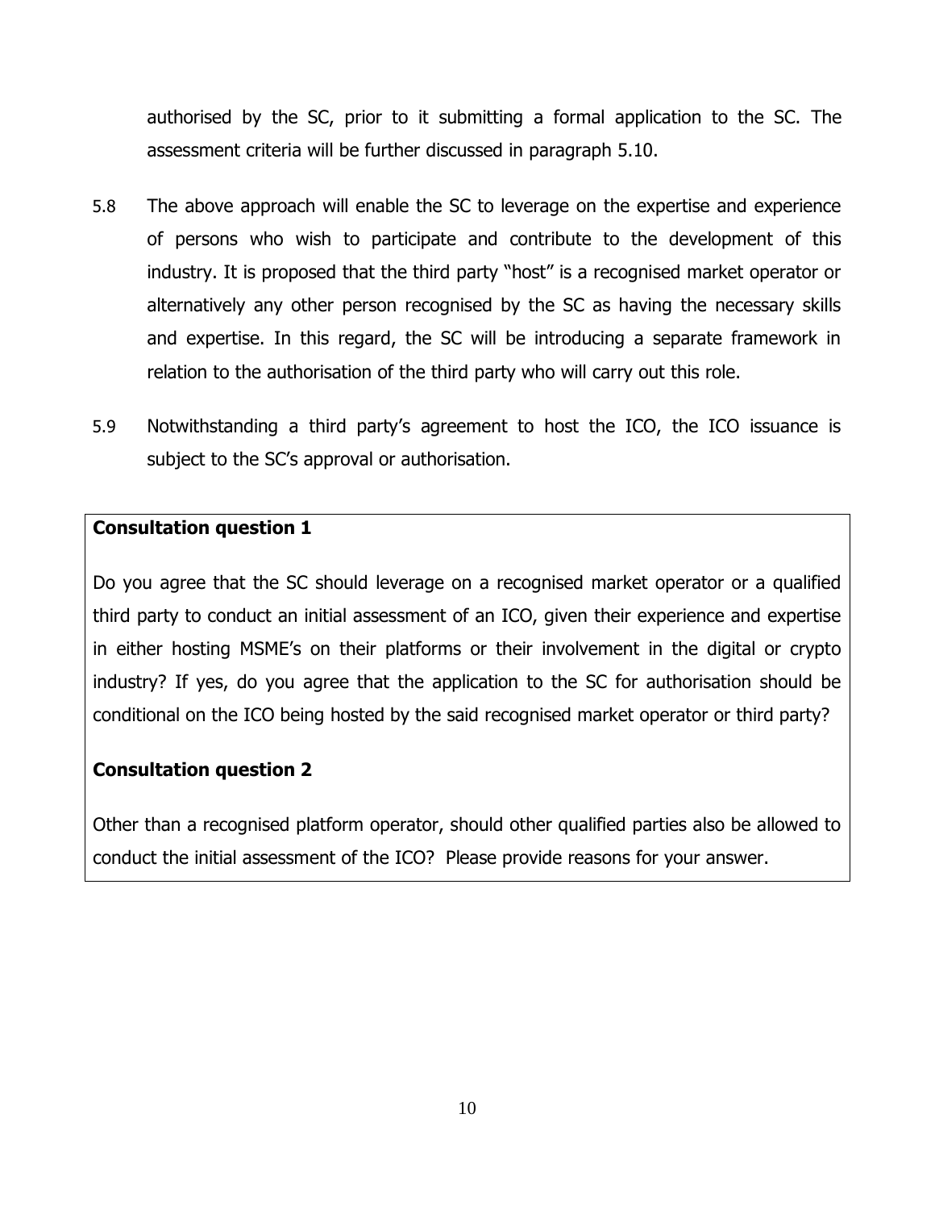authorised by the SC, prior to it submitting a formal application to the SC. The assessment criteria will be further discussed in paragraph 5.10.

5.8 The above approach will enable the SC to leverage on the expertise and experience of persons who wish to participate and contribute to the development of this industry. It is proposed that the third party "host" is a recognised market operator or alternatively any other person recognised by the SC as having the necessary skills and expertise. In this regard, the SC will be introducing a separate framework in relation to the authorisation of the third party who will carry out this role.

5.9 Notwithstanding a third party's agreement to host the ICO, the ICO issuance is subject to the SC's approval or authorisation.

**Consultation question 1**

Do you agree that the SC should leverage on a recognised market operator or a qualified third party to conduct an initial assessment of an ICO, given their experience and expertise in either hosting MSME's on their platforms or their involvement in the digital or crypto industry? If yes, do you agree that the application to the SC for authorisation should be conditional on the ICO being hosted by the said recognised market operator or third party?

**Consultation question 2**

Other than a recognised platform operator, should other qualified parties also be allowed to conduct the initial assessment of the ICO? Please provide reasons for your answer.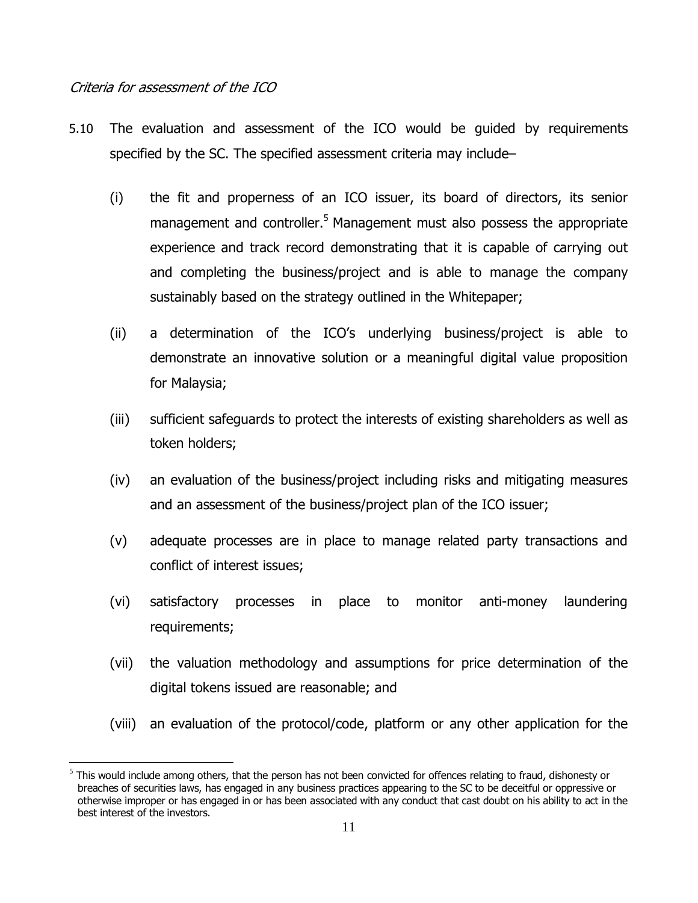*Criteria for assessment of the ICO*

5.10 The evaluation and assessment of the ICO would be guided by requirements specified by the SC. The specified assessment criteria may include–

(i) the fit and properness of an ICO issuer, its board of directors, its senior management and controller.[5] Management must also possess the appropriate experience and track record demonstrating that it is capable of carrying out and completing the business/project and is able to manage the company sustainably based on the strategy outlined in the Whitepaper;

(ii) a determination of the ICO's underlying business/project is able to demonstrate an innovative solution or a meaningful digital value proposition for Malaysia;

(iii) sufficient safeguards to protect the interests of existing shareholders as well as token holders;

(iv) an evaluation of the business/project including risks and mitigating measures and an assessment of the business/project plan of the ICO issuer;

(v) adequate processes are in place to manage related party transactions and conflict of interest issues;

(vi) satisfactory processes in place to monitor anti-money laundering requirements;

(vii) the valuation methodology and assumptions for price determination of the digital tokens issued are reasonable; and

(viii) an evaluation of the protocol/code, platform or any other application for the

[5] This would include among others, that the person has not been convicted for offences relating to fraud, dishonesty or breaches of securities laws, has engaged in any business practices appearing to the SC to be deceitful or oppressive or otherwise improper or has engaged in or has been associated with any conduct that cast doubt on his ability to act in the best interest of the investors.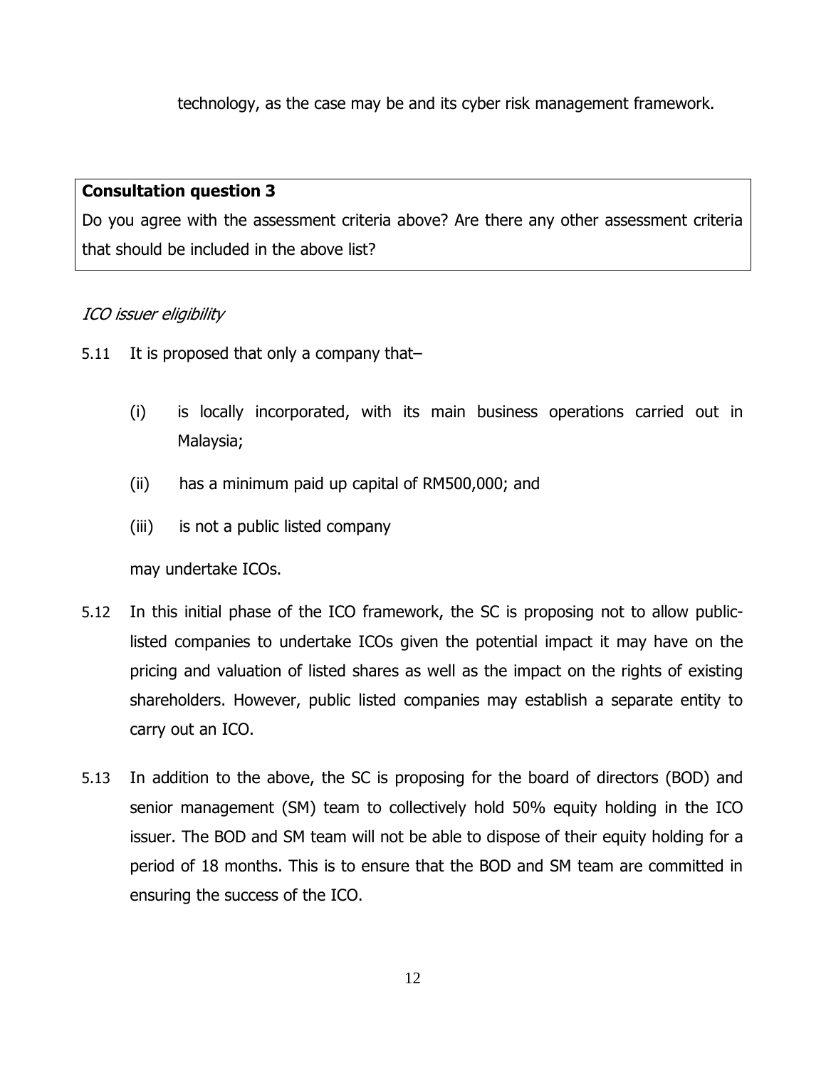technology, as the case may be and its cyber risk management framework.

> **Consultation question 3**
>
> Do you agree with the assessment criteria above? Are there any other assessment criteria that should be included in the above list?

*ICO issuer eligibility*

5.11 It is proposed that only a company that–

  (i) is locally incorporated, with its main business operations carried out in Malaysia;

  (ii) has a minimum paid up capital of RM500,000; and

  (iii) is not a public listed company

  may undertake ICOs.

5.12 In this initial phase of the ICO framework, the SC is proposing not to allow public-listed companies to undertake ICOs given the potential impact it may have on the pricing and valuation of listed shares as well as the impact on the rights of existing shareholders. However, public listed companies may establish a separate entity to carry out an ICO.

5.13 In addition to the above, the SC is proposing for the board of directors (BOD) and senior management (SM) team to collectively hold 50% equity holding in the ICO issuer. The BOD and SM team will not be able to dispose of their equity holding for a period of 18 months. This is to ensure that the BOD and SM team are committed in ensuring the success of the ICO.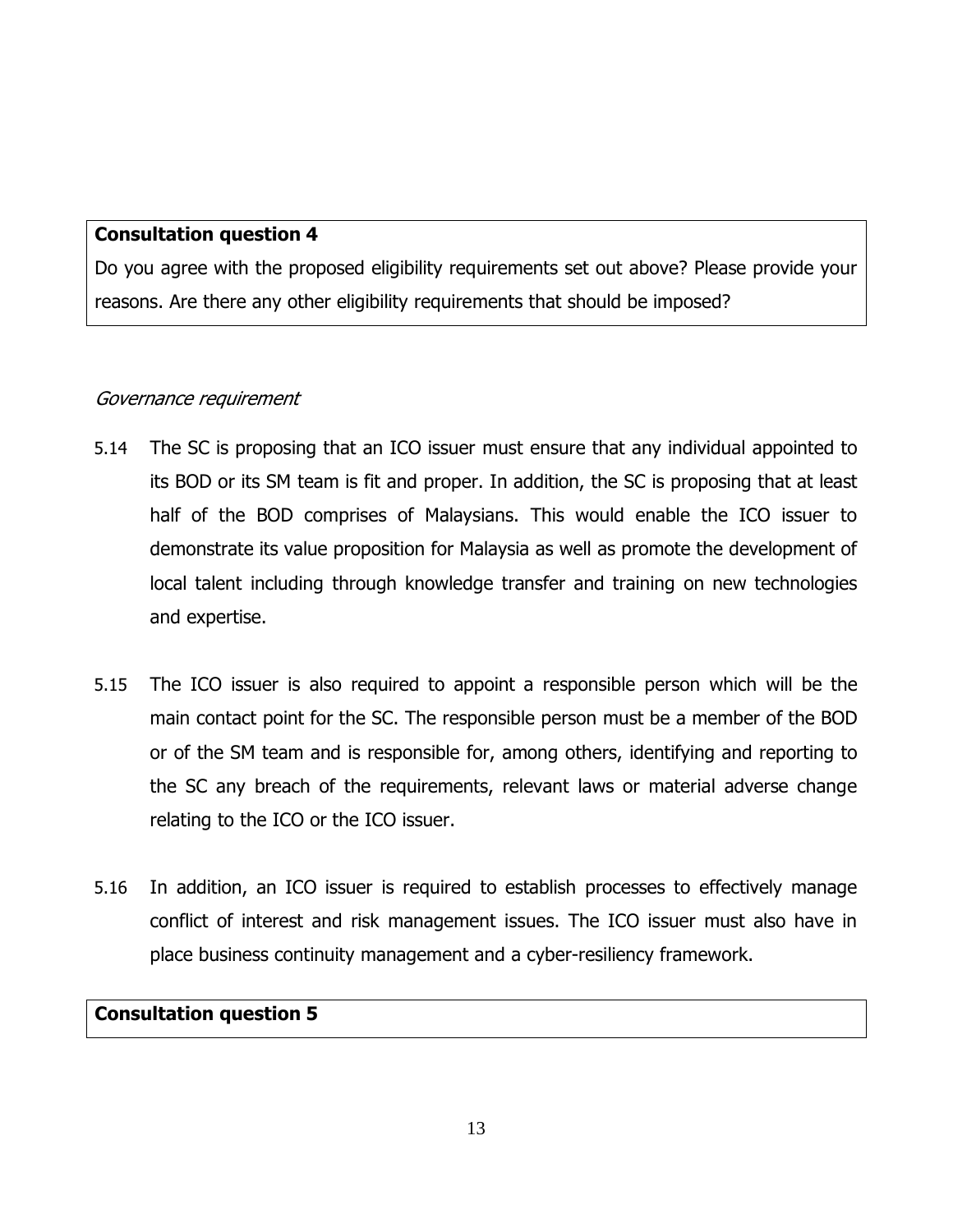**Consultation question 4**

Do you agree with the proposed eligibility requirements set out above? Please provide your reasons. Are there any other eligibility requirements that should be imposed?

*Governance requirement*

5.14 The SC is proposing that an ICO issuer must ensure that any individual appointed to its BOD or its SM team is fit and proper. In addition, the SC is proposing that at least half of the BOD comprises of Malaysians. This would enable the ICO issuer to demonstrate its value proposition for Malaysia as well as promote the development of local talent including through knowledge transfer and training on new technologies and expertise.

5.15 The ICO issuer is also required to appoint a responsible person which will be the main contact point for the SC. The responsible person must be a member of the BOD or of the SM team and is responsible for, among others, identifying and reporting to the SC any breach of the requirements, relevant laws or material adverse change relating to the ICO or the ICO issuer.

5.16 In addition, an ICO issuer is required to establish processes to effectively manage conflict of interest and risk management issues. The ICO issuer must also have in place business continuity management and a cyber-resiliency framework.

**Consultation question 5**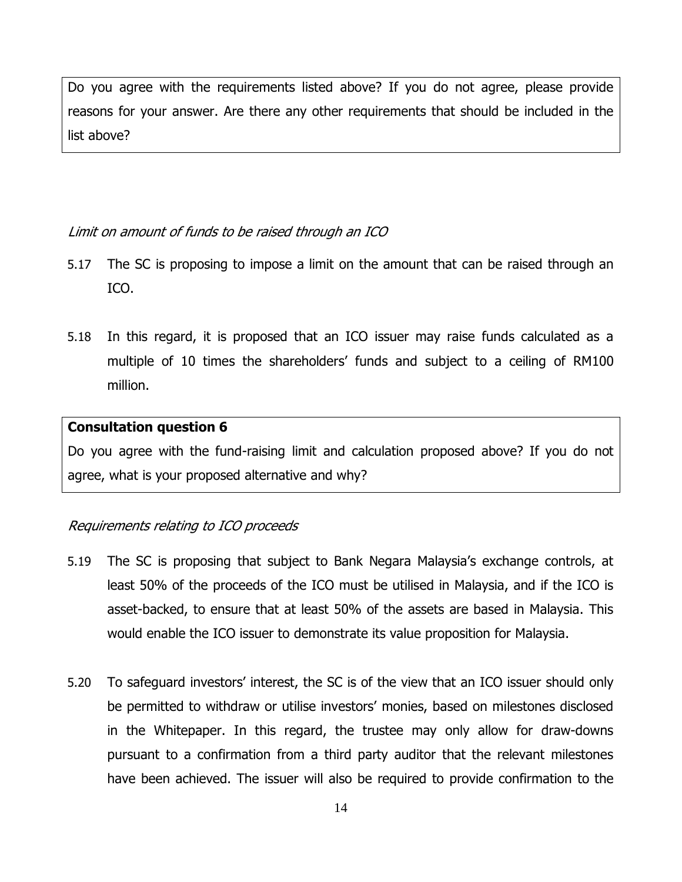Do you agree with the requirements listed above? If you do not agree, please provide reasons for your answer. Are there any other requirements that should be included in the list above?

*Limit on amount of funds to be raised through an ICO*

5.17 The SC is proposing to impose a limit on the amount that can be raised through an ICO.

5.18 In this regard, it is proposed that an ICO issuer may raise funds calculated as a multiple of 10 times the shareholders' funds and subject to a ceiling of RM100 million.

**Consultation question 6**

Do you agree with the fund-raising limit and calculation proposed above? If you do not agree, what is your proposed alternative and why?

*Requirements relating to ICO proceeds*

5.19 The SC is proposing that subject to Bank Negara Malaysia's exchange controls, at least 50% of the proceeds of the ICO must be utilised in Malaysia, and if the ICO is asset-backed, to ensure that at least 50% of the assets are based in Malaysia. This would enable the ICO issuer to demonstrate its value proposition for Malaysia.

5.20 To safeguard investors' interest, the SC is of the view that an ICO issuer should only be permitted to withdraw or utilise investors' monies, based on milestones disclosed in the Whitepaper. In this regard, the trustee may only allow for draw-downs pursuant to a confirmation from a third party auditor that the relevant milestones have been achieved. The issuer will also be required to provide confirmation to the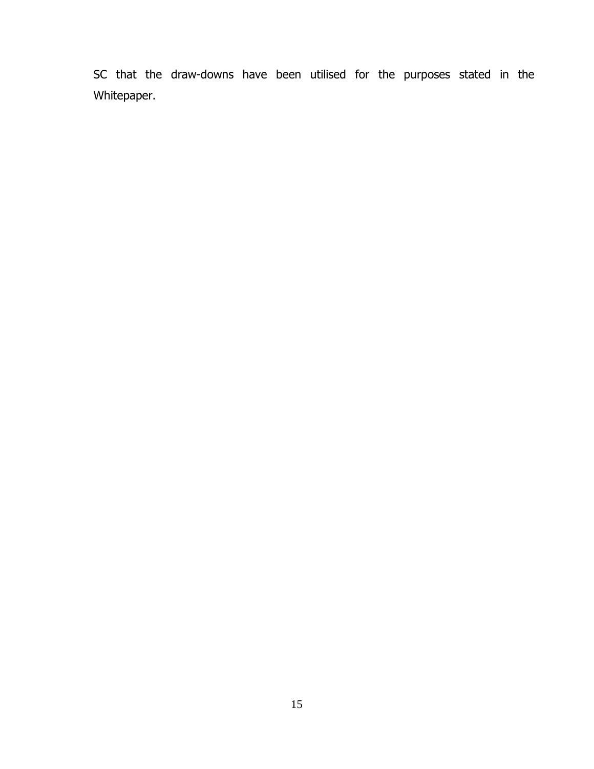SC that the draw-downs have been utilised for the purposes stated in the Whitepaper.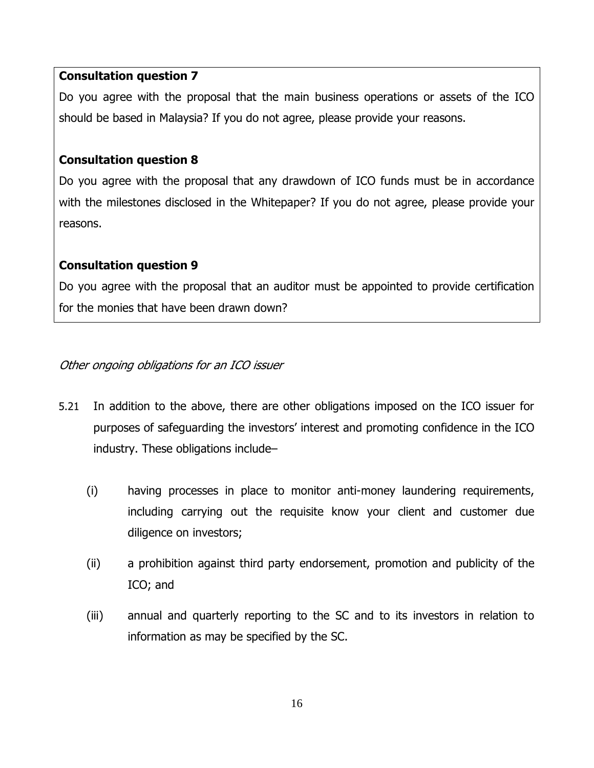**Consultation question 7**

Do you agree with the proposal that the main business operations or assets of the ICO should be based in Malaysia? If you do not agree, please provide your reasons.

**Consultation question 8**

Do you agree with the proposal that any drawdown of ICO funds must be in accordance with the milestones disclosed in the Whitepaper? If you do not agree, please provide your reasons.

**Consultation question 9**

Do you agree with the proposal that an auditor must be appointed to provide certification for the monies that have been drawn down?

*Other ongoing obligations for an ICO issuer*

5.21 In addition to the above, there are other obligations imposed on the ICO issuer for purposes of safeguarding the investors' interest and promoting confidence in the ICO industry. These obligations include–

(i) having processes in place to monitor anti-money laundering requirements, including carrying out the requisite know your client and customer due diligence on investors;

(ii) a prohibition against third party endorsement, promotion and publicity of the ICO; and

(iii) annual and quarterly reporting to the SC and to its investors in relation to information as may be specified by the SC.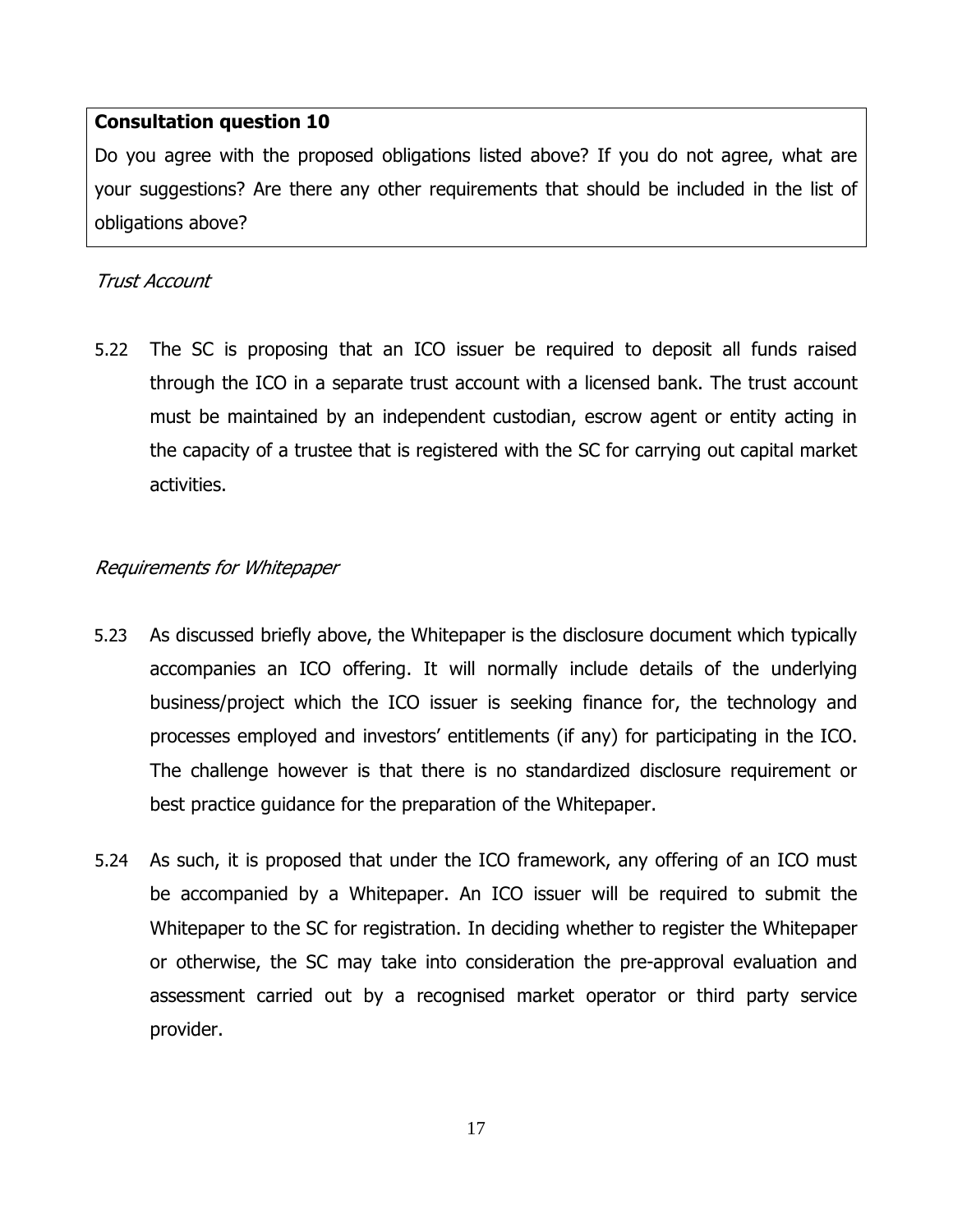**Consultation question 10**

Do you agree with the proposed obligations listed above? If you do not agree, what are your suggestions? Are there any other requirements that should be included in the list of obligations above?

*Trust Account*

5.22 The SC is proposing that an ICO issuer be required to deposit all funds raised through the ICO in a separate trust account with a licensed bank. The trust account must be maintained by an independent custodian, escrow agent or entity acting in the capacity of a trustee that is registered with the SC for carrying out capital market activities.

*Requirements for Whitepaper*

5.23 As discussed briefly above, the Whitepaper is the disclosure document which typically accompanies an ICO offering. It will normally include details of the underlying business/project which the ICO issuer is seeking finance for, the technology and processes employed and investors' entitlements (if any) for participating in the ICO. The challenge however is that there is no standardized disclosure requirement or best practice guidance for the preparation of the Whitepaper.

5.24 As such, it is proposed that under the ICO framework, any offering of an ICO must be accompanied by a Whitepaper. An ICO issuer will be required to submit the Whitepaper to the SC for registration. In deciding whether to register the Whitepaper or otherwise, the SC may take into consideration the pre-approval evaluation and assessment carried out by a recognised market operator or third party service provider.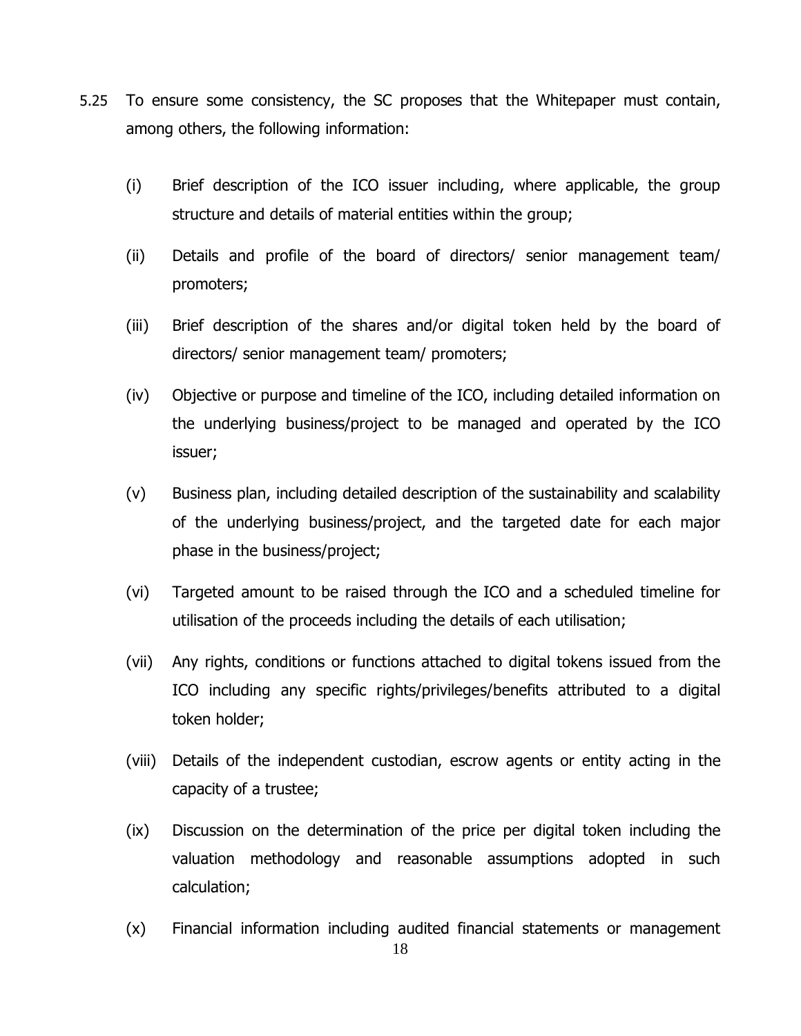5.25 To ensure some consistency, the SC proposes that the Whitepaper must contain, among others, the following information:

(i) Brief description of the ICO issuer including, where applicable, the group structure and details of material entities within the group;

(ii) Details and profile of the board of directors/ senior management team/ promoters;

(iii) Brief description of the shares and/or digital token held by the board of directors/ senior management team/ promoters;

(iv) Objective or purpose and timeline of the ICO, including detailed information on the underlying business/project to be managed and operated by the ICO issuer;

(v) Business plan, including detailed description of the sustainability and scalability of the underlying business/project, and the targeted date for each major phase in the business/project;

(vi) Targeted amount to be raised through the ICO and a scheduled timeline for utilisation of the proceeds including the details of each utilisation;

(vii) Any rights, conditions or functions attached to digital tokens issued from the ICO including any specific rights/privileges/benefits attributed to a digital token holder;

(viii) Details of the independent custodian, escrow agents or entity acting in the capacity of a trustee;

(ix) Discussion on the determination of the price per digital token including the valuation methodology and reasonable assumptions adopted in such calculation;

(x) Financial information including audited financial statements or management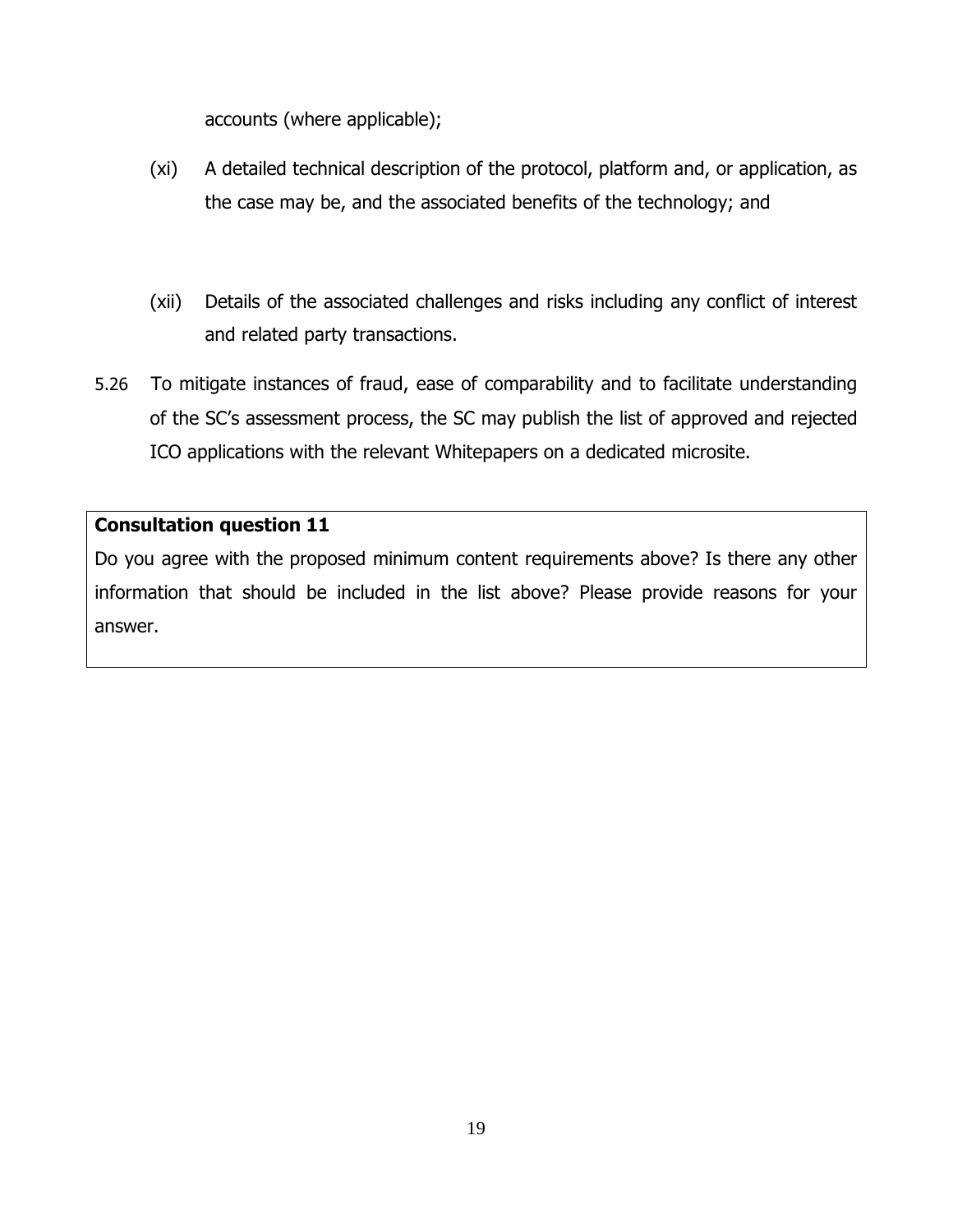accounts (where applicable);

(xi) A detailed technical description of the protocol, platform and, or application, as the case may be, and the associated benefits of the technology; and

(xii) Details of the associated challenges and risks including any conflict of interest and related party transactions.

5.26 To mitigate instances of fraud, ease of comparability and to facilitate understanding of the SC's assessment process, the SC may publish the list of approved and rejected ICO applications with the relevant Whitepapers on a dedicated microsite.

**Consultation question 11**

Do you agree with the proposed minimum content requirements above? Is there any other information that should be included in the list above? Please provide reasons for your answer.